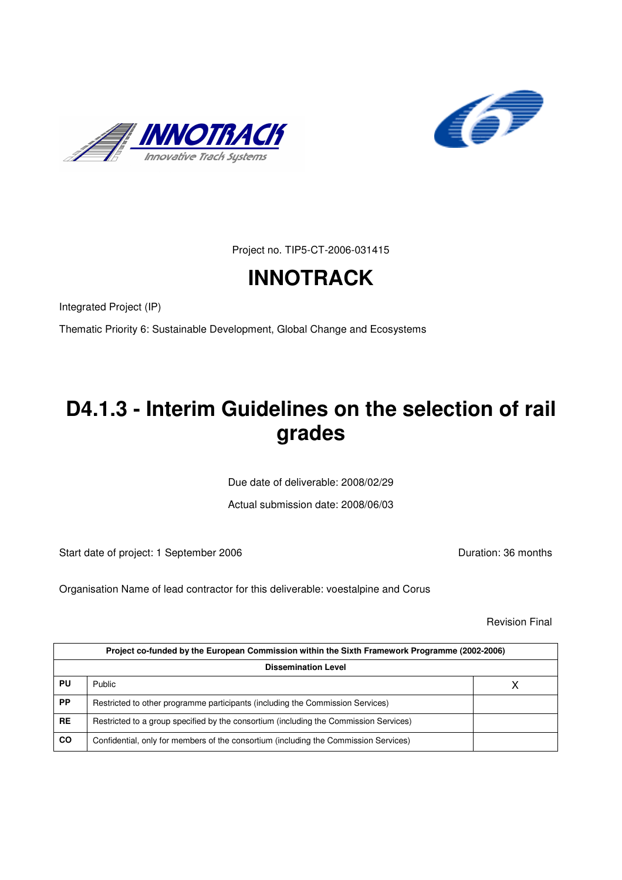Project no. TIP5-CT-2006-031415

# INNOTRACK

Integrated Project (IP)

Thematic Priority 6: Sustainable Development, Global Change and Ecosystems

# D4.1.3 - Interim Guidelines on the selection of rail grades

Due date of deliverable: 2008/02/29

Actual submission date: 2008/06/03

Start date of project: 1 September 2006

Duration: 36 months

Organisation Name of lead contractor for this deliverable: voestalpine and Corus

Revision Final

| Project co-funded by the European Commission within the Sixth Framework Programme (2002-2006) | | |
|---|---|---|
| **Dissemination Level** | | |
| **PU** | Public | X |
| **PP** | Restricted to other programme participants (including the Commission Services) | |
| **RE** | Restricted to a group specified by the consortium (including the Commission Services) | |
| **CO** | Confidential, only for members of the consortium (including the Commission Services) | |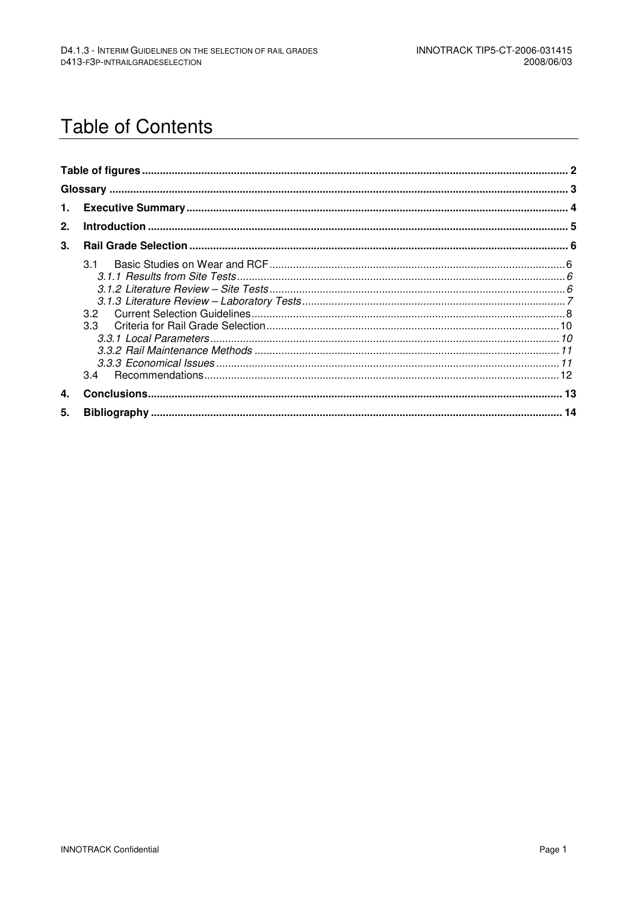# Table of Contents

| | | |
|---|---|---|
| **Table of figures** | | **2** |
| **Glossary** | | **3** |
| **1.** | **Executive Summary** | **4** |
| **2.** | **Introduction** | **5** |
| **3.** | **Rail Grade Selection** | **6** |
| | 3.1 Basic Studies on Wear and RCF | 6 |
| | *3.1.1 Results from Site Tests* | *6* |
| | *3.1.2 Literature Review – Site Tests* | *6* |
| | *3.1.3 Literature Review – Laboratory Tests* | *7* |
| | 3.2 Current Selection Guidelines | 8 |
| | 3.3 Criteria for Rail Grade Selection | 10 |
| | *3.3.1 Local Parameters* | *10* |
| | *3.3.2 Rail Maintenance Methods* | *11* |
| | *3.3.3 Economical Issues* | *11* |
| | 3.4 Recommendations | 12 |
| **4.** | **Conclusions** | **13** |
| **5.** | **Bibliography** | **14** |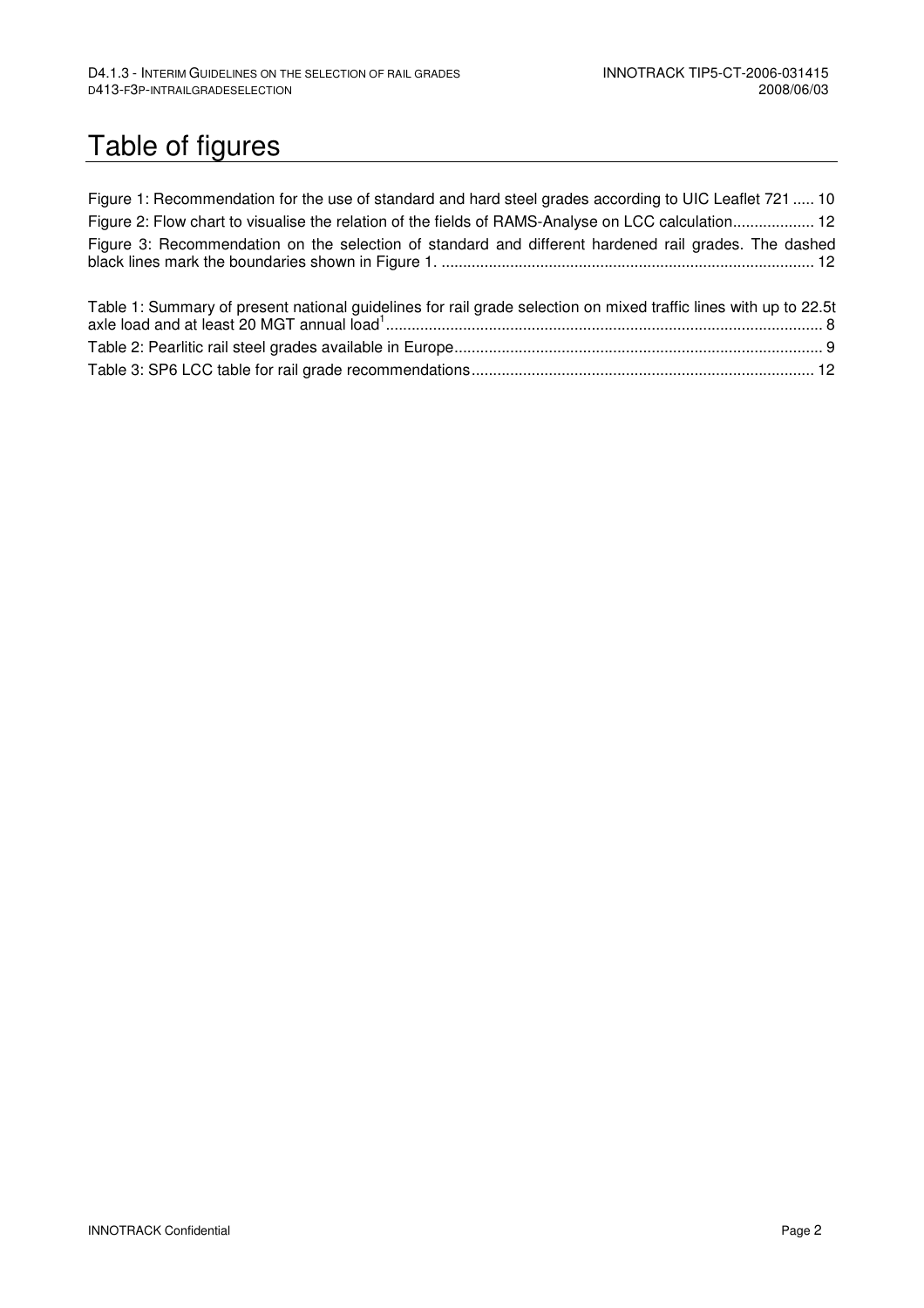# Table of figures

Figure 1: Recommendation for the use of standard and hard steel grades according to UIC Leaflet 721 ..... 10

Figure 2: Flow chart to visualise the relation of the fields of RAMS-Analyse on LCC calculation................... 12

Figure 3: Recommendation on the selection of standard and different hardened rail grades. The dashed black lines mark the boundaries shown in Figure 1. ....................................................................................... 12

Table 1: Summary of present national guidelines for rail grade selection on mixed traffic lines with up to 22.5t axle load and at least 20 MGT annual load[1]..................................................................................................... 8

Table 2: Pearlitic rail steel grades available in Europe...................................................................................... 9

Table 3: SP6 LCC table for rail grade recommendations................................................................................ 12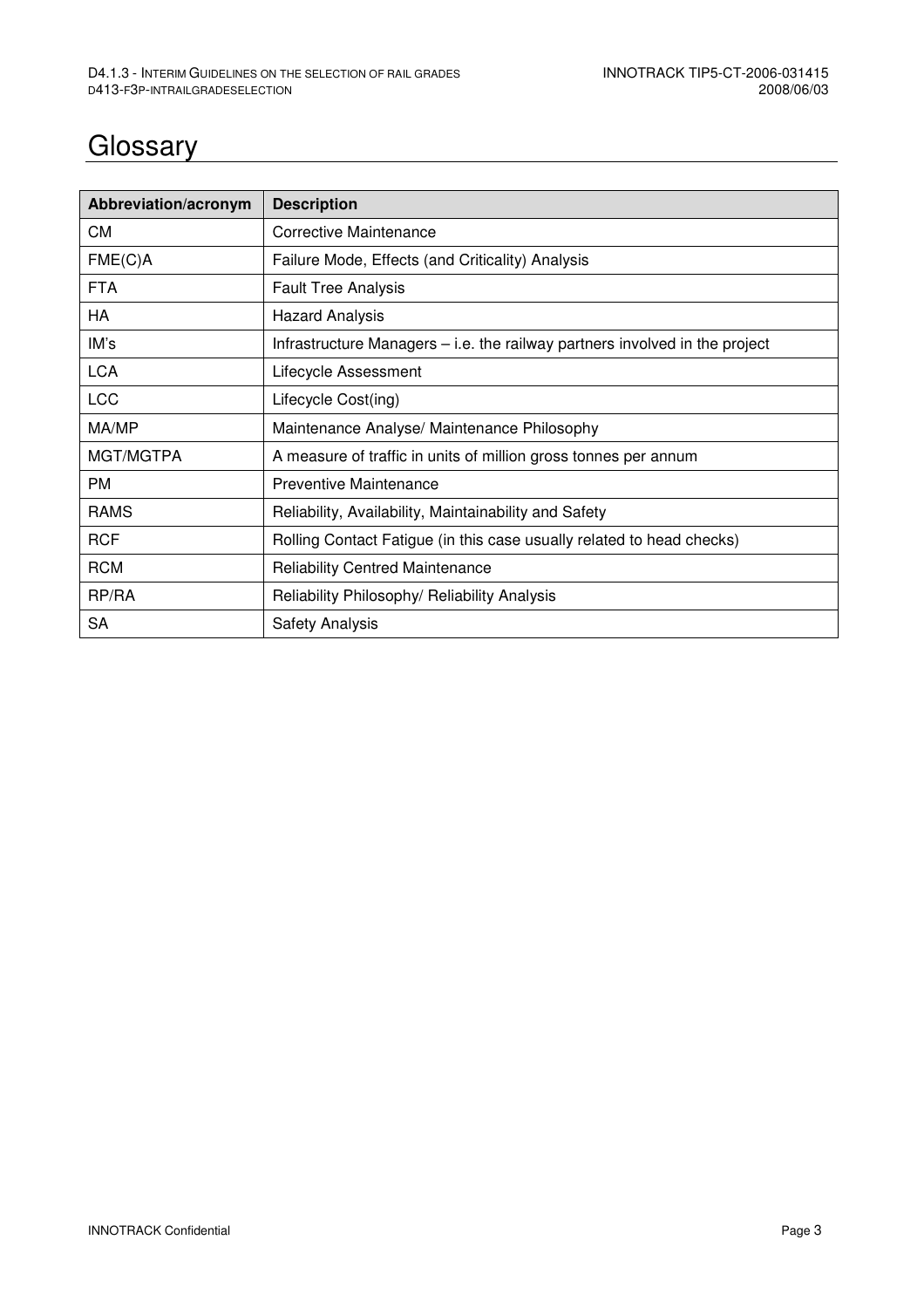# Glossary

| Abbreviation/acronym | Description |
| --- | --- |
| CM | Corrective Maintenance |
| FME(C)A | Failure Mode, Effects (and Criticality) Analysis |
| FTA | Fault Tree Analysis |
| HA | Hazard Analysis |
| IM's | Infrastructure Managers – i.e. the railway partners involved in the project |
| LCA | Lifecycle Assessment |
| LCC | Lifecycle Cost(ing) |
| MA/MP | Maintenance Analyse/ Maintenance Philosophy |
| MGT/MGTPA | A measure of traffic in units of million gross tonnes per annum |
| PM | Preventive Maintenance |
| RAMS | Reliability, Availability, Maintainability and Safety |
| RCF | Rolling Contact Fatigue (in this case usually related to head checks) |
| RCM | Reliability Centred Maintenance |
| RP/RA | Reliability Philosophy/ Reliability Analysis |
| SA | Safety Analysis |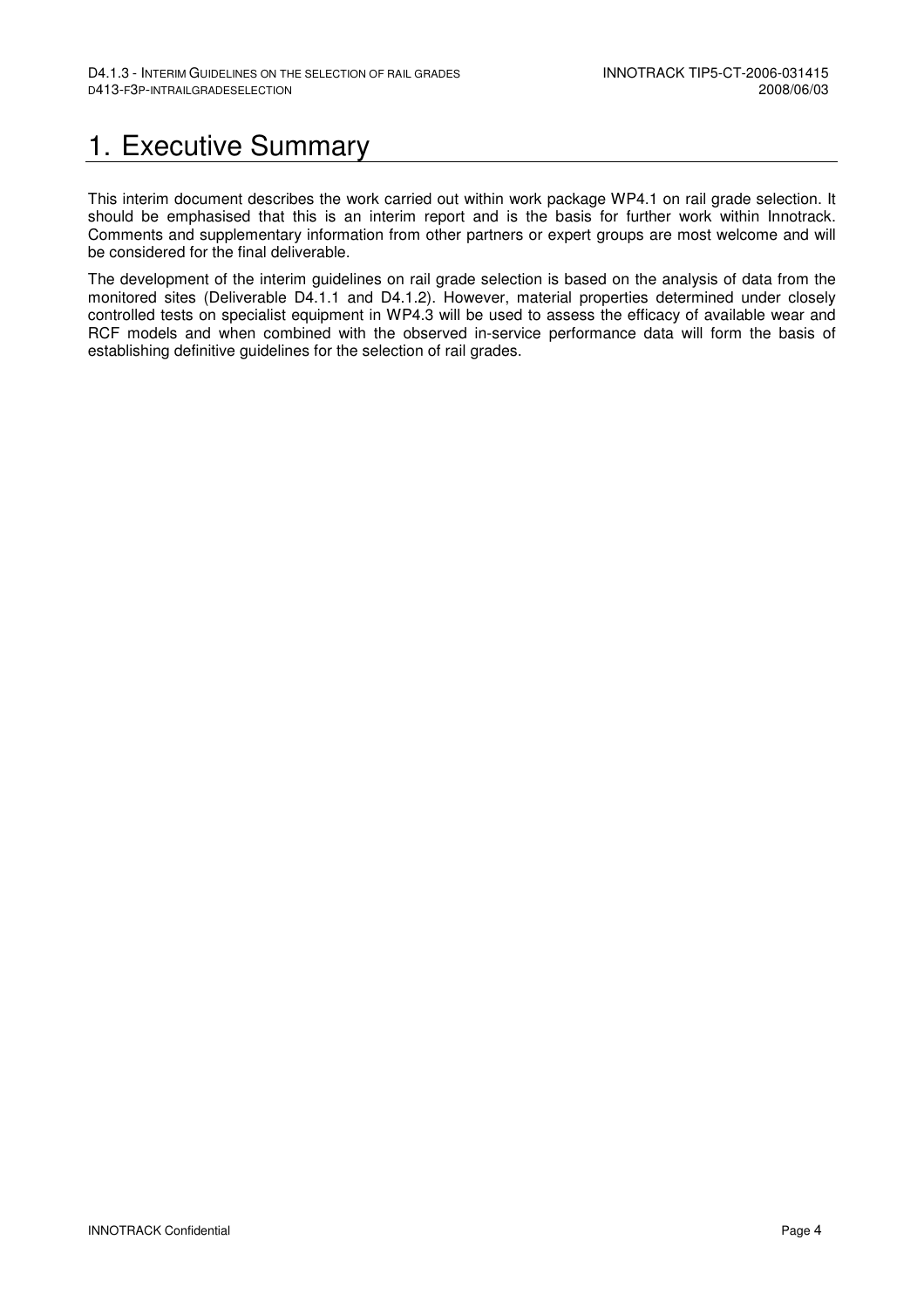# 1. Executive Summary

This interim document describes the work carried out within work package WP4.1 on rail grade selection. It should be emphasised that this is an interim report and is the basis for further work within Innotrack. Comments and supplementary information from other partners or expert groups are most welcome and will be considered for the final deliverable.

The development of the interim guidelines on rail grade selection is based on the analysis of data from the monitored sites (Deliverable D4.1.1 and D4.1.2). However, material properties determined under closely controlled tests on specialist equipment in WP4.3 will be used to assess the efficacy of available wear and RCF models and when combined with the observed in-service performance data will form the basis of establishing definitive guidelines for the selection of rail grades.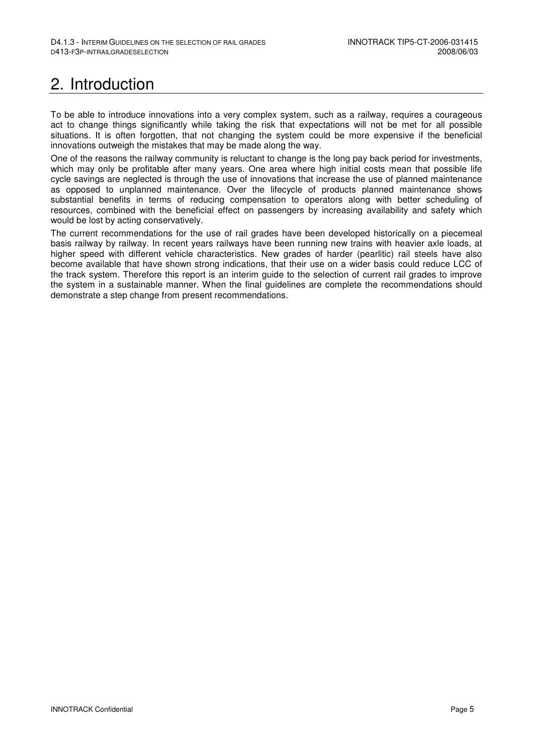# 2. Introduction

To be able to introduce innovations into a very complex system, such as a railway, requires a courageous act to change things significantly while taking the risk that expectations will not be met for all possible situations. It is often forgotten, that not changing the system could be more expensive if the beneficial innovations outweigh the mistakes that may be made along the way.

One of the reasons the railway community is reluctant to change is the long pay back period for investments, which may only be profitable after many years. One area where high initial costs mean that possible life cycle savings are neglected is through the use of innovations that increase the use of planned maintenance as opposed to unplanned maintenance. Over the lifecycle of products planned maintenance shows substantial benefits in terms of reducing compensation to operators along with better scheduling of resources, combined with the beneficial effect on passengers by increasing availability and safety which would be lost by acting conservatively.

The current recommendations for the use of rail grades have been developed historically on a piecemeal basis railway by railway. In recent years railways have been running new trains with heavier axle loads, at higher speed with different vehicle characteristics. New grades of harder (pearlitic) rail steels have also become available that have shown strong indications, that their use on a wider basis could reduce LCC of the track system. Therefore this report is an interim guide to the selection of current rail grades to improve the system in a sustainable manner. When the final guidelines are complete the recommendations should demonstrate a step change from present recommendations.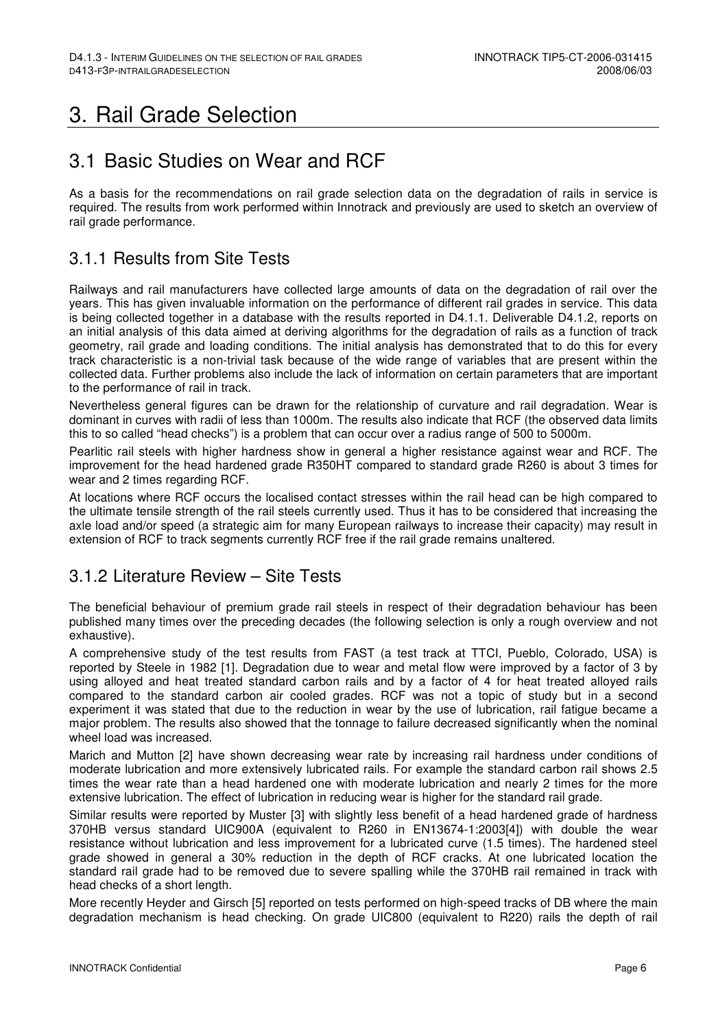# 3. Rail Grade Selection

## 3.1 Basic Studies on Wear and RCF

As a basis for the recommendations on rail grade selection data on the degradation of rails in service is required. The results from work performed within Innotrack and previously are used to sketch an overview of rail grade performance.

### 3.1.1 Results from Site Tests

Railways and rail manufacturers have collected large amounts of data on the degradation of rail over the years. This has given invaluable information on the performance of different rail grades in service. This data is being collected together in a database with the results reported in D4.1.1. Deliverable D4.1.2, reports on an initial analysis of this data aimed at deriving algorithms for the degradation of rails as a function of track geometry, rail grade and loading conditions. The initial analysis has demonstrated that to do this for every track characteristic is a non-trivial task because of the wide range of variables that are present within the collected data. Further problems also include the lack of information on certain parameters that are important to the performance of rail in track.

Nevertheless general figures can be drawn for the relationship of curvature and rail degradation. Wear is dominant in curves with radii of less than 1000m. The results also indicate that RCF (the observed data limits this to so called "head checks") is a problem that can occur over a radius range of 500 to 5000m.

Pearlitic rail steels with higher hardness show in general a higher resistance against wear and RCF. The improvement for the head hardened grade R350HT compared to standard grade R260 is about 3 times for wear and 2 times regarding RCF.

At locations where RCF occurs the localised contact stresses within the rail head can be high compared to the ultimate tensile strength of the rail steels currently used. Thus it has to be considered that increasing the axle load and/or speed (a strategic aim for many European railways to increase their capacity) may result in extension of RCF to track segments currently RCF free if the rail grade remains unaltered.

### 3.1.2 Literature Review – Site Tests

The beneficial behaviour of premium grade rail steels in respect of their degradation behaviour has been published many times over the preceding decades (the following selection is only a rough overview and not exhaustive).

A comprehensive study of the test results from FAST (a test track at TTCI, Pueblo, Colorado, USA) is reported by Steele in 1982 [1]. Degradation due to wear and metal flow were improved by a factor of 3 by using alloyed and heat treated standard carbon rails and by a factor of 4 for heat treated alloyed rails compared to the standard carbon air cooled grades. RCF was not a topic of study but in a second experiment it was stated that due to the reduction in wear by the use of lubrication, rail fatigue became a major problem. The results also showed that the tonnage to failure decreased significantly when the nominal wheel load was increased.

Marich and Mutton [2] have shown decreasing wear rate by increasing rail hardness under conditions of moderate lubrication and more extensively lubricated rails. For example the standard carbon rail shows 2.5 times the wear rate than a head hardened one with moderate lubrication and nearly 2 times for the more extensive lubrication. The effect of lubrication in reducing wear is higher for the standard rail grade.

Similar results were reported by Muster [3] with slightly less benefit of a head hardened grade of hardness 370HB versus standard UIC900A (equivalent to R260 in EN13674-1:2003[4]) with double the wear resistance without lubrication and less improvement for a lubricated curve (1.5 times). The hardened steel grade showed in general a 30% reduction in the depth of RCF cracks. At one lubricated location the standard rail grade had to be removed due to severe spalling while the 370HB rail remained in track with head checks of a short length.

More recently Heyder and Girsch [5] reported on tests performed on high-speed tracks of DB where the main degradation mechanism is head checking. On grade UIC800 (equivalent to R220) rails the depth of rail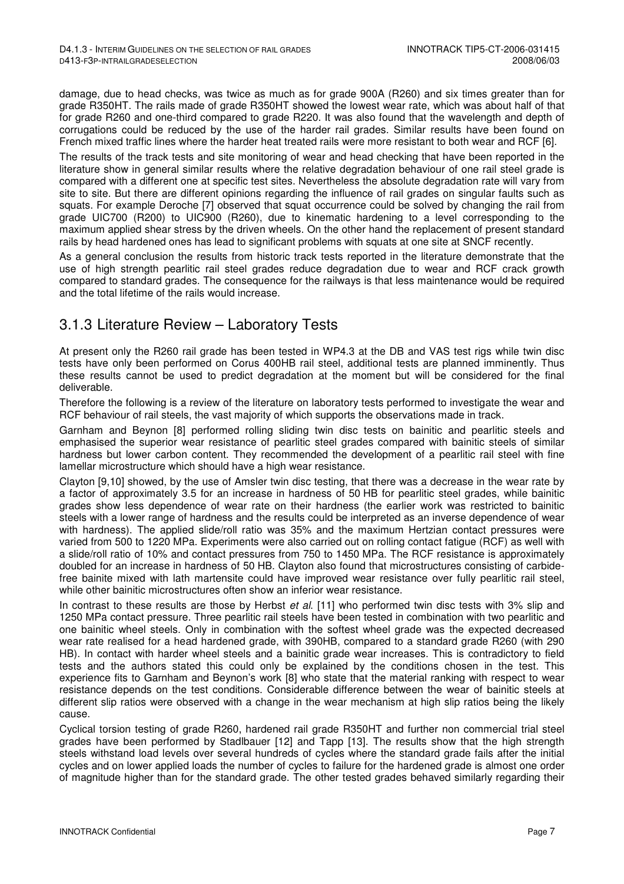damage, due to head checks, was twice as much as for grade 900A (R260) and six times greater than for grade R350HT. The rails made of grade R350HT showed the lowest wear rate, which was about half of that for grade R260 and one-third compared to grade R220. It was also found that the wavelength and depth of corrugations could be reduced by the use of the harder rail grades. Similar results have been found on French mixed traffic lines where the harder heat treated rails were more resistant to both wear and RCF [6].

The results of the track tests and site monitoring of wear and head checking that have been reported in the literature show in general similar results where the relative degradation behaviour of one rail steel grade is compared with a different one at specific test sites. Nevertheless the absolute degradation rate will vary from site to site. But there are different opinions regarding the influence of rail grades on singular faults such as squats. For example Deroche [7] observed that squat occurrence could be solved by changing the rail from grade UIC700 (R200) to UIC900 (R260), due to kinematic hardening to a level corresponding to the maximum applied shear stress by the driven wheels. On the other hand the replacement of present standard rails by head hardened ones has lead to significant problems with squats at one site at SNCF recently.

As a general conclusion the results from historic track tests reported in the literature demonstrate that the use of high strength pearlitic rail steel grades reduce degradation due to wear and RCF crack growth compared to standard grades. The consequence for the railways is that less maintenance would be required and the total lifetime of the rails would increase.

## 3.1.3 Literature Review – Laboratory Tests

At present only the R260 rail grade has been tested in WP4.3 at the DB and VAS test rigs while twin disc tests have only been performed on Corus 400HB rail steel, additional tests are planned imminently. Thus these results cannot be used to predict degradation at the moment but will be considered for the final deliverable.

Therefore the following is a review of the literature on laboratory tests performed to investigate the wear and RCF behaviour of rail steels, the vast majority of which supports the observations made in track.

Garnham and Beynon [8] performed rolling sliding twin disc tests on bainitic and pearlitic steels and emphasised the superior wear resistance of pearlitic steel grades compared with bainitic steels of similar hardness but lower carbon content. They recommended the development of a pearlitic rail steel with fine lamellar microstructure which should have a high wear resistance.

Clayton [9,10] showed, by the use of Amsler twin disc testing, that there was a decrease in the wear rate by a factor of approximately 3.5 for an increase in hardness of 50 HB for pearlitic steel grades, while bainitic grades show less dependence of wear rate on their hardness (the earlier work was restricted to bainitic steels with a lower range of hardness and the results could be interpreted as an inverse dependence of wear with hardness). The applied slide/roll ratio was 35% and the maximum Hertzian contact pressures were varied from 500 to 1220 MPa. Experiments were also carried out on rolling contact fatigue (RCF) as well with a slide/roll ratio of 10% and contact pressures from 750 to 1450 MPa. The RCF resistance is approximately doubled for an increase in hardness of 50 HB. Clayton also found that microstructures consisting of carbide-free bainite mixed with lath martensite could have improved wear resistance over fully pearlitic rail steel, while other bainitic microstructures often show an inferior wear resistance.

In contrast to these results are those by Herbst *et al.* [11] who performed twin disc tests with 3% slip and 1250 MPa contact pressure. Three pearlitic rail steels have been tested in combination with two pearlitic and one bainitic wheel steels. Only in combination with the softest wheel grade was the expected decreased wear rate realised for a head hardened grade, with 390HB, compared to a standard grade R260 (with 290 HB). In contact with harder wheel steels and a bainitic grade wear increases. This is contradictory to field tests and the authors stated this could only be explained by the conditions chosen in the test. This experience fits to Garnham and Beynon's work [8] who state that the material ranking with respect to wear resistance depends on the test conditions. Considerable difference between the wear of bainitic steels at different slip ratios were observed with a change in the wear mechanism at high slip ratios being the likely cause.

Cyclical torsion testing of grade R260, hardened rail grade R350HT and further non commercial trial steel grades have been performed by Stadlbauer [12] and Tapp [13]. The results show that the high strength steels withstand load levels over several hundreds of cycles where the standard grade fails after the initial cycles and on lower applied loads the number of cycles to failure for the hardened grade is almost one order of magnitude higher than for the standard grade. The other tested grades behaved similarly regarding their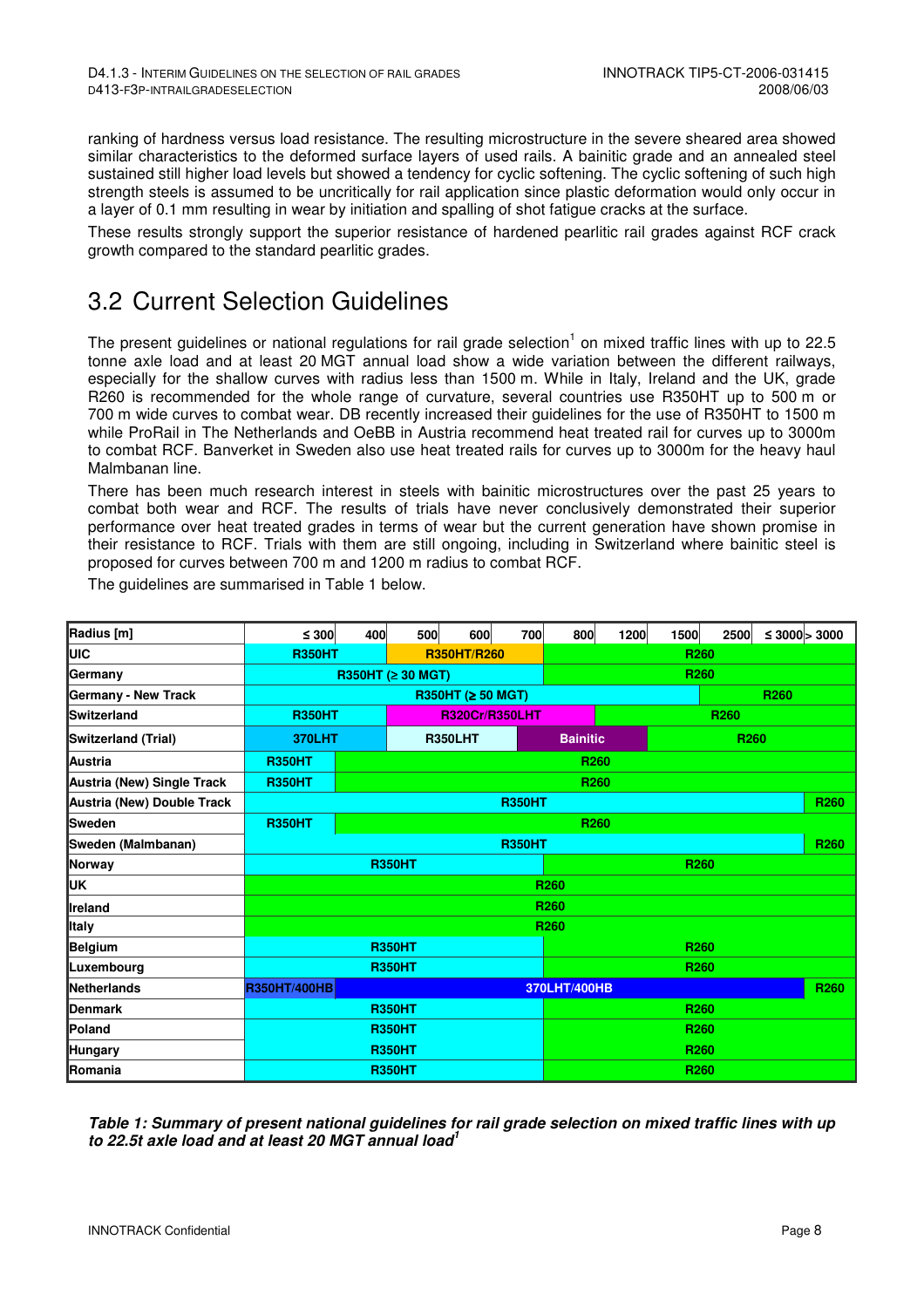ranking of hardness versus load resistance. The resulting microstructure in the severe sheared area showed similar characteristics to the deformed surface layers of used rails. A bainitic grade and an annealed steel sustained still higher load levels but showed a tendency for cyclic softening. The cyclic softening of such high strength steels is assumed to be uncritically for rail application since plastic deformation would only occur in a layer of 0.1 mm resulting in wear by initiation and spalling of shot fatigue cracks at the surface.

These results strongly support the superior resistance of hardened pearlitic rail grades against RCF crack growth compared to the standard pearlitic grades.

## 3.2 Current Selection Guidelines

The present guidelines or national regulations for rail grade selection[1] on mixed traffic lines with up to 22.5 tonne axle load and at least 20 MGT annual load show a wide variation between the different railways, especially for the shallow curves with radius less than 1500 m. While in Italy, Ireland and the UK, grade R260 is recommended for the whole range of curvature, several countries use R350HT up to 500 m or 700 m wide curves to combat wear. DB recently increased their guidelines for the use of R350HT to 1500 m while ProRail in The Netherlands and OeBB in Austria recommend heat treated rail for curves up to 3000m to combat RCF. Banverket in Sweden also use heat treated rails for curves up to 3000m for the heavy haul Malmbanan line.

There has been much research interest in steels with bainitic microstructures over the past 25 years to combat both wear and RCF. The results of trials have never conclusively demonstrated their superior performance over heat treated grades in terms of wear but the current generation have shown promise in their resistance to RCF. Trials with them are still ongoing, including in Switzerland where bainitic steel is proposed for curves between 700 m and 1200 m radius to combat RCF.

The guidelines are summarised in Table 1 below.

| Radius [m] | ≤ 300 | 400 | 500 | 600 | 700 | 800 | 1200 | 1500 | 2500 | ≤ 3000 | > 3000 |
|---|---|---|---|---|---|---|---|---|---|---|---|
| UIC | R350HT | R350HT | R350HT/R260 | R350HT/R260 | R350HT/R260 | R260 | R260 | R260 | R260 | R260 | R260 |
| Germany | R350HT (≥ 30 MGT) | R350HT (≥ 30 MGT) | R350HT (≥ 30 MGT) | R350HT (≥ 30 MGT) | R350HT (≥ 30 MGT) | R260 | R260 | R260 | R260 | R260 | R260 |
| Germany - New Track | R350HT (≥ 50 MGT) | R350HT (≥ 50 MGT) | R350HT (≥ 50 MGT) | R350HT (≥ 50 MGT) | R350HT (≥ 50 MGT) | R350HT (≥ 50 MGT) | R350HT (≥ 50 MGT) | R350HT (≥ 50 MGT) | R260 | R260 | R260 |
| Switzerland | R350HT | R350HT | R320Cr/R350LHT | R320Cr/R350LHT | R320Cr/R350LHT | R320Cr/R350LHT | R260 | R260 | R260 | R260 | R260 |
| Switzerland (Trial) | 370LHT | 370LHT | R350LHT | R350LHT | Bainitic | Bainitic | Bainitic | R260 | R260 | R260 | R260 |
| Austria | R350HT | R260 | R260 | R260 | R260 | R260 | R260 | R260 | R260 | R260 | R260 |
| Austria (New) Single Track | R350HT | R260 | R260 | R260 | R260 | R260 | R260 | R260 | R260 | R260 | R260 |
| Austria (New) Double Track | R350HT | R350HT | R350HT | R350HT | R350HT | R350HT | R350HT | R350HT | R350HT | R350HT | R260 |
| Sweden | R350HT | R260 | R260 | R260 | R260 | R260 | R260 | R260 | R260 | R260 | R260 |
| Sweden (Malmbanan) | R350HT | R350HT | R350HT | R350HT | R350HT | R350HT | R350HT | R350HT | R350HT | R350HT | R260 |
| Norway | R350HT | R350HT | R350HT | R350HT | R350HT | R260 | R260 | R260 | R260 | R260 | R260 |
| UK | R260 | R260 | R260 | R260 | R260 | R260 | R260 | R260 | R260 | R260 | R260 |
| Ireland | R260 | R260 | R260 | R260 | R260 | R260 | R260 | R260 | R260 | R260 | R260 |
| Italy | R260 | R260 | R260 | R260 | R260 | R260 | R260 | R260 | R260 | R260 | R260 |
| Belgium | R350HT | R350HT | R350HT | R350HT | R350HT | R260 | R260 | R260 | R260 | R260 | R260 |
| Luxembourg | R350HT | R350HT | R350HT | R350HT | R350HT | R260 | R260 | R260 | R260 | R260 | R260 |
| Netherlands | R350HT/400HB | 370LHT/400HB | 370LHT/400HB | 370LHT/400HB | 370LHT/400HB | 370LHT/400HB | 370LHT/400HB | 370LHT/400HB | 370LHT/400HB | 370LHT/400HB | R260 |
| Denmark | R350HT | R350HT | R350HT | R350HT | R350HT | R260 | R260 | R260 | R260 | R260 | R260 |
| Poland | R350HT | R350HT | R350HT | R350HT | R350HT | R260 | R260 | R260 | R260 | R260 | R260 |
| Hungary | R350HT | R350HT | R350HT | R350HT | R350HT | R260 | R260 | R260 | R260 | R260 | R260 |
| Romania | R350HT | R350HT | R350HT | R350HT | R350HT | R260 | R260 | R260 | R260 | R260 | R260 |

***Table 1: Summary of present national guidelines for rail grade selection on mixed traffic lines with up to 22.5t axle load and at least 20 MGT annual load[1]***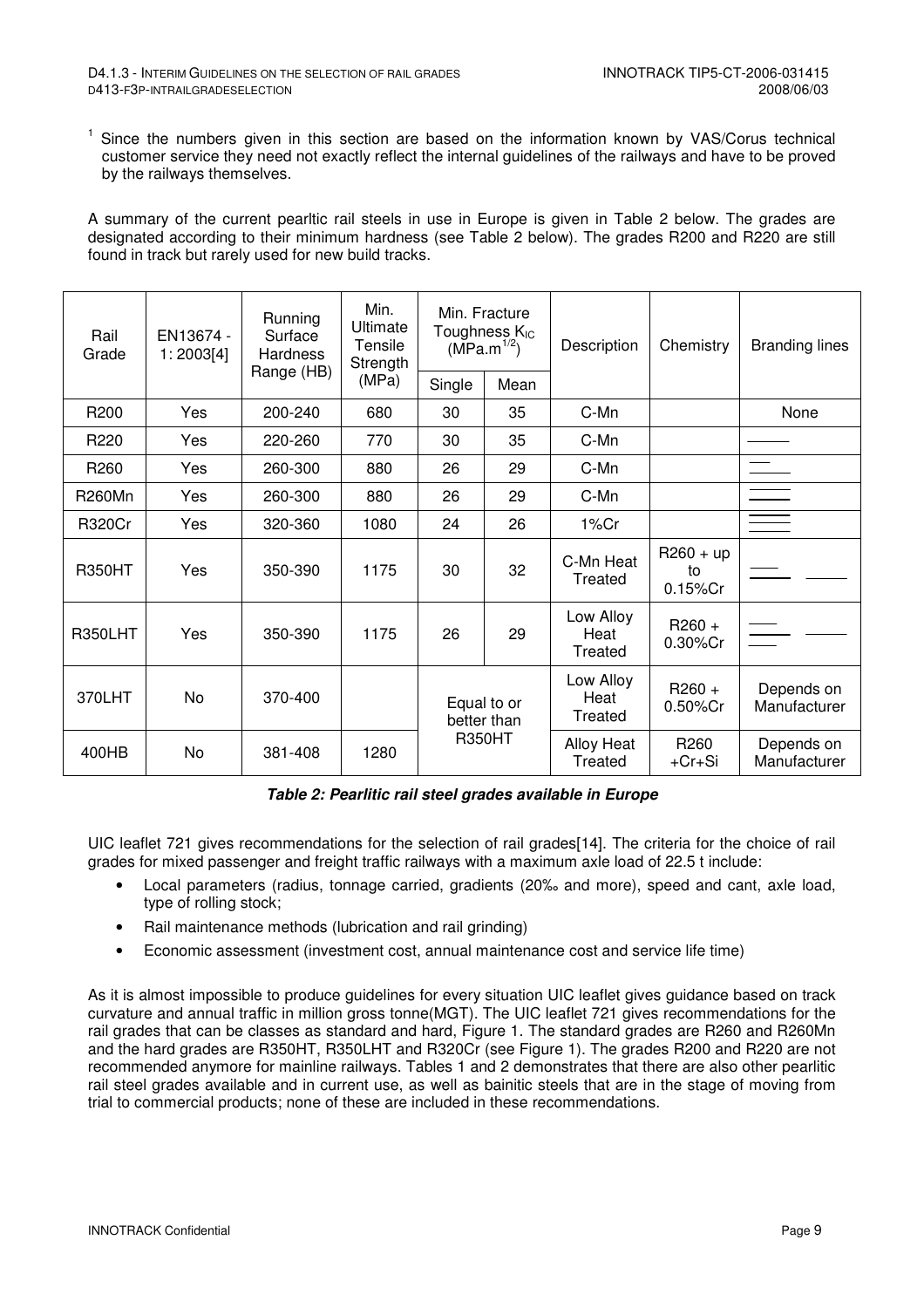[1] Since the numbers given in this section are based on the information known by VAS/Corus technical customer service they need not exactly reflect the internal guidelines of the railways and have to be proved by the railways themselves.

A summary of the current pearltic rail steels in use in Europe is given in Table 2 below. The grades are designated according to their minimum hardness (see Table 2 below). The grades R200 and R220 are still found in track but rarely used for new build tracks.

| Rail Grade | EN13674 - 1: 2003[4] | Running Surface Hardness Range (HB) | Min. Ultimate Tensile Strength (MPa) | Min. Fracture Toughness $K_{IC}$ ($MPa.m^{1/2}$) | | Description | Chemistry | Branding lines |
|---|---|---|---|---|---|---|---|---|
| | | | | Single | Mean | | | |
| R200 | Yes | 200-240 | 680 | 30 | 35 | C-Mn | | None |
| R220 | Yes | 220-260 | 770 | 30 | 35 | C-Mn | | |
| R260 | Yes | 260-300 | 880 | 26 | 29 | C-Mn | | |
| R260Mn | Yes | 260-300 | 880 | 26 | 29 | C-Mn | | |
| R320Cr | Yes | 320-360 | 1080 | 24 | 26 | 1%Cr | | |
| R350HT | Yes | 350-390 | 1175 | 30 | 32 | C-Mn Heat Treated | R260 + up to 0.15%Cr | |
| R350LHT | Yes | 350-390 | 1175 | 26 | 29 | Low Alloy Heat Treated | R260 + 0.30%Cr | |
| 370LHT | No | 370-400 | | Equal to or better than R350HT | | Low Alloy Heat Treated | R260 + 0.50%Cr | Depends on Manufacturer |
| 400HB | No | 381-408 | 1280 | | | Alloy Heat Treated | R260 +Cr+Si | Depends on Manufacturer |

***Table 2: Pearlitic rail steel grades available in Europe***

UIC leaflet 721 gives recommendations for the selection of rail grades[14]. The criteria for the choice of rail grades for mixed passenger and freight traffic railways with a maximum axle load of 22.5 t include:

- Local parameters (radius, tonnage carried, gradients (20‰ and more), speed and cant, axle load, type of rolling stock;
- Rail maintenance methods (lubrication and rail grinding)
- Economic assessment (investment cost, annual maintenance cost and service life time)

As it is almost impossible to produce guidelines for every situation UIC leaflet gives guidance based on track curvature and annual traffic in million gross tonne(MGT). The UIC leaflet 721 gives recommendations for the rail grades that can be classes as standard and hard, Figure 1. The standard grades are R260 and R260Mn and the hard grades are R350HT, R350LHT and R320Cr (see Figure 1). The grades R200 and R220 are not recommended anymore for mainline railways. Tables 1 and 2 demonstrates that there are also other pearlitic rail steel grades available and in current use, as well as bainitic steels that are in the stage of moving from trial to commercial products; none of these are included in these recommendations.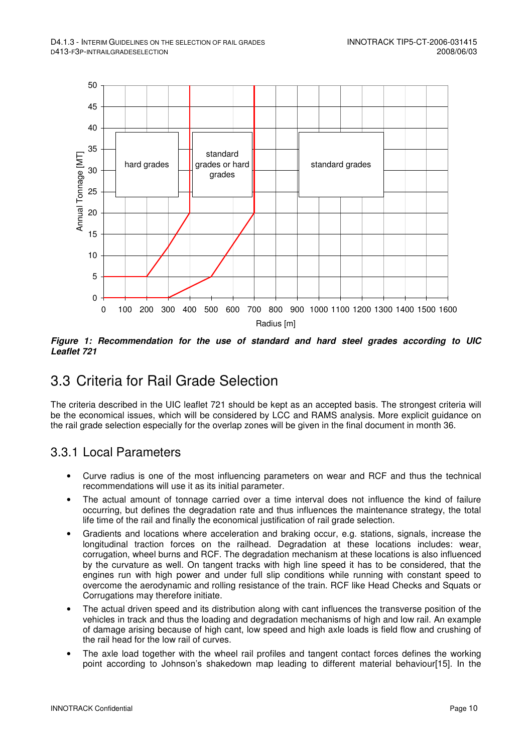Figure 1: *Recommendation for the use of standard and hard steel grades according to UIC Leaflet 721*

## 3.3 Criteria for Rail Grade Selection

The criteria described in the UIC leaflet 721 should be kept as an accepted basis. The strongest criteria will be the economical issues, which will be considered by LCC and RAMS analysis. More explicit guidance on the rail grade selection especially for the overlap zones will be given in the final document in month 36.

### 3.3.1 Local Parameters

- Curve radius is one of the most influencing parameters on wear and RCF and thus the technical recommendations will use it as its initial parameter.
- The actual amount of tonnage carried over a time interval does not influence the kind of failure occurring, but defines the degradation rate and thus influences the maintenance strategy, the total life time of the rail and finally the economical justification of rail grade selection.
- Gradients and locations where acceleration and braking occur, e.g. stations, signals, increase the longitudinal traction forces on the railhead. Degradation at these locations includes: wear, corrugation, wheel burns and RCF. The degradation mechanism at these locations is also influenced by the curvature as well. On tangent tracks with high line speed it has to be considered, that the engines run with high power and under full slip conditions while running with constant speed to overcome the aerodynamic and rolling resistance of the train. RCF like Head Checks and Squats or Corrugations may therefore initiate.
- The actual driven speed and its distribution along with cant influences the transverse position of the vehicles in track and thus the loading and degradation mechanisms of high and low rail. An example of damage arising because of high cant, low speed and high axle loads is field flow and crushing of the rail head for the low rail of curves.
- The axle load together with the wheel rail profiles and tangent contact forces defines the working point according to Johnson's shakedown map leading to different material behaviour[15]. In the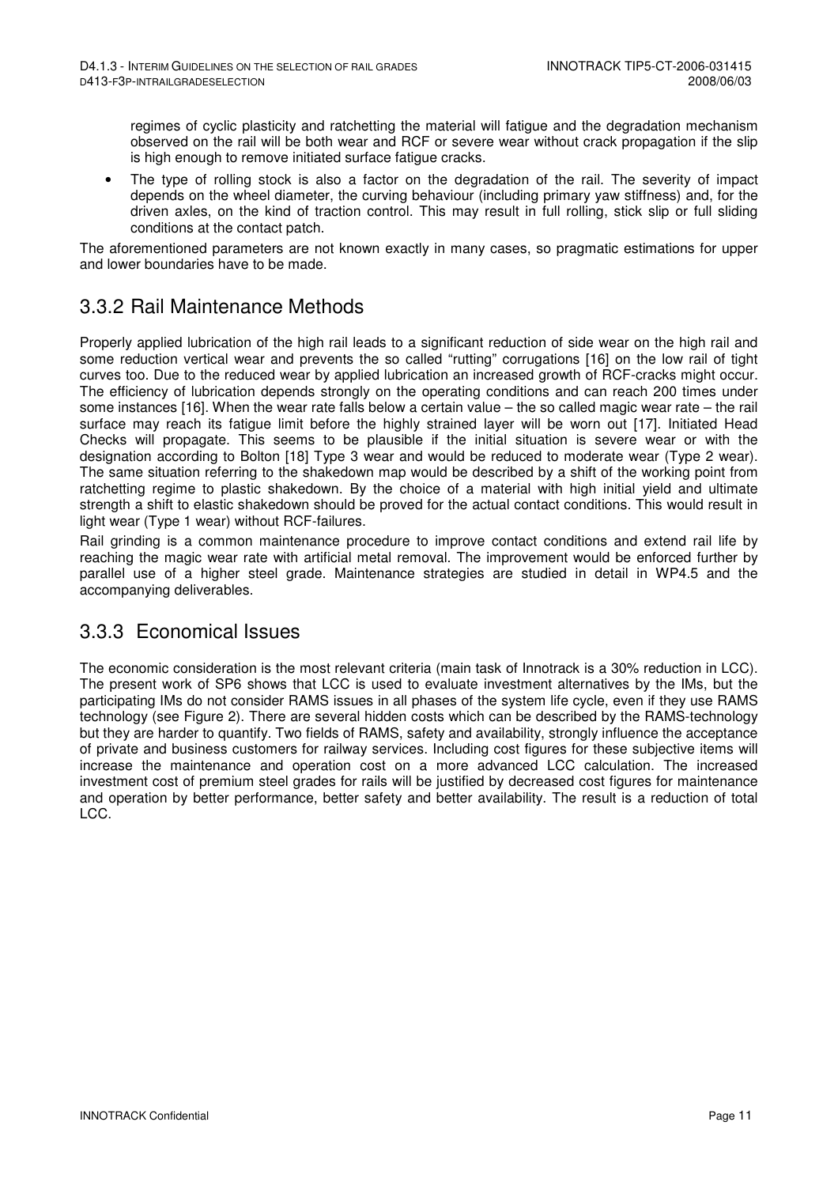regimes of cyclic plasticity and ratchetting the material will fatigue and the degradation mechanism observed on the rail will be both wear and RCF or severe wear without crack propagation if the slip is high enough to remove initiated surface fatigue cracks.

- The type of rolling stock is also a factor on the degradation of the rail. The severity of impact depends on the wheel diameter, the curving behaviour (including primary yaw stiffness) and, for the driven axles, on the kind of traction control. This may result in full rolling, stick slip or full sliding conditions at the contact patch.

The aforementioned parameters are not known exactly in many cases, so pragmatic estimations for upper and lower boundaries have to be made.

## 3.3.2 Rail Maintenance Methods

Properly applied lubrication of the high rail leads to a significant reduction of side wear on the high rail and some reduction vertical wear and prevents the so called "rutting" corrugations [16] on the low rail of tight curves too. Due to the reduced wear by applied lubrication an increased growth of RCF-cracks might occur. The efficiency of lubrication depends strongly on the operating conditions and can reach 200 times under some instances [16]. When the wear rate falls below a certain value – the so called magic wear rate – the rail surface may reach its fatigue limit before the highly strained layer will be worn out [17]. Initiated Head Checks will propagate. This seems to be plausible if the initial situation is severe wear or with the designation according to Bolton [18] Type 3 wear and would be reduced to moderate wear (Type 2 wear). The same situation referring to the shakedown map would be described by a shift of the working point from ratchetting regime to plastic shakedown. By the choice of a material with high initial yield and ultimate strength a shift to elastic shakedown should be proved for the actual contact conditions. This would result in light wear (Type 1 wear) without RCF-failures.

Rail grinding is a common maintenance procedure to improve contact conditions and extend rail life by reaching the magic wear rate with artificial metal removal. The improvement would be enforced further by parallel use of a higher steel grade. Maintenance strategies are studied in detail in WP4.5 and the accompanying deliverables.

## 3.3.3 Economical Issues

The economic consideration is the most relevant criteria (main task of Innotrack is a 30% reduction in LCC). The present work of SP6 shows that LCC is used to evaluate investment alternatives by the IMs, but the participating IMs do not consider RAMS issues in all phases of the system life cycle, even if they use RAMS technology (see Figure 2). There are several hidden costs which can be described by the RAMS-technology but they are harder to quantify. Two fields of RAMS, safety and availability, strongly influence the acceptance of private and business customers for railway services. Including cost figures for these subjective items will increase the maintenance and operation cost on a more advanced LCC calculation. The increased investment cost of premium steel grades for rails will be justified by decreased cost figures for maintenance and operation by better performance, better safety and better availability. The result is a reduction of total LCC.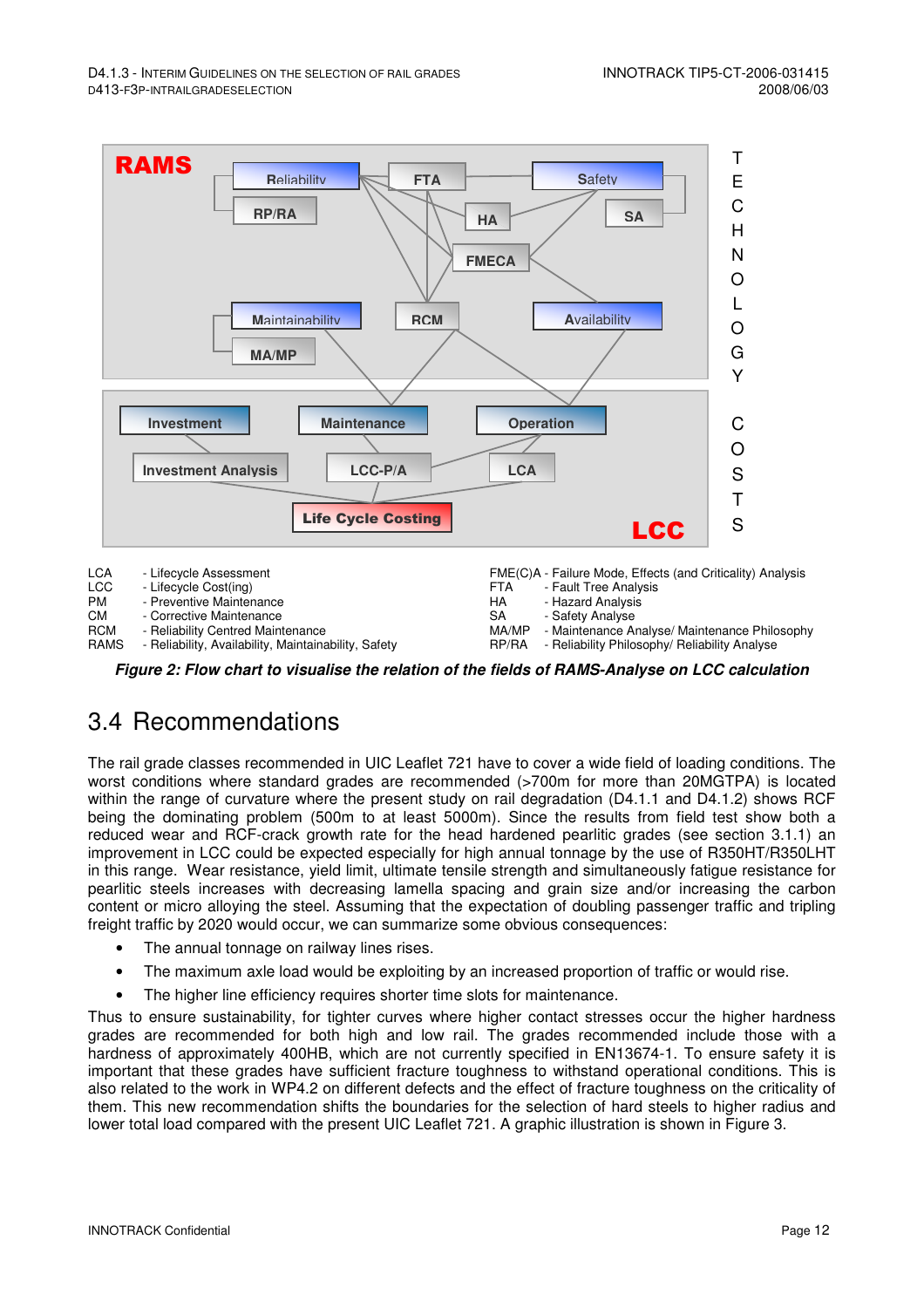| | | | |
|---|---|---|---|
| LCA | - Lifecycle Assessment | FME(C)A | - Failure Mode, Effects (and Criticality) Analysis |
| LCC | - Lifecycle Cost(ing) | FTA | - Fault Tree Analysis |
| PM | - Preventive Maintenance | HA | - Hazard Analysis |
| CM | - Corrective Maintenance | SA | - Safety Analyse |
| RCM | - Reliability Centred Maintenance | MA/MP | - Maintenance Analyse/ Maintenance Philosophy |
| RAMS | - Reliability, Availability, Maintainability, Safety | RP/RA | - Reliability Philosophy/ Reliability Analyse |

***Figure 2: Flow chart to visualise the relation of the fields of RAMS-Analyse on LCC calculation***

## 3.4 Recommendations

The rail grade classes recommended in UIC Leaflet 721 have to cover a wide field of loading conditions. The worst conditions where standard grades are recommended (>700m for more than 20MGTPA) is located within the range of curvature where the present study on rail degradation (D4.1.1 and D4.1.2) shows RCF being the dominating problem (500m to at least 5000m). Since the results from field test show both a reduced wear and RCF-crack growth rate for the head hardened pearlitic grades (see section 3.1.1) an improvement in LCC could be expected especially for high annual tonnage by the use of R350HT/R350LHT in this range. Wear resistance, yield limit, ultimate tensile strength and simultaneously fatigue resistance for pearlitic steels increases with decreasing lamella spacing and grain size and/or increasing the carbon content or micro alloying the steel. Assuming that the expectation of doubling passenger traffic and tripling freight traffic by 2020 would occur, we can summarize some obvious consequences:

- The annual tonnage on railway lines rises.
- The maximum axle load would be exploiting by an increased proportion of traffic or would rise.
- The higher line efficiency requires shorter time slots for maintenance.

Thus to ensure sustainability, for tighter curves where higher contact stresses occur the higher hardness grades are recommended for both high and low rail. The grades recommended include those with a hardness of approximately 400HB, which are not currently specified in EN13674-1. To ensure safety it is important that these grades have sufficient fracture toughness to withstand operational conditions. This is also related to the work in WP4.2 on different defects and the effect of fracture toughness on the criticality of them. This new recommendation shifts the boundaries for the selection of hard steels to higher radius and lower total load compared with the present UIC Leaflet 721. A graphic illustration is shown in Figure 3.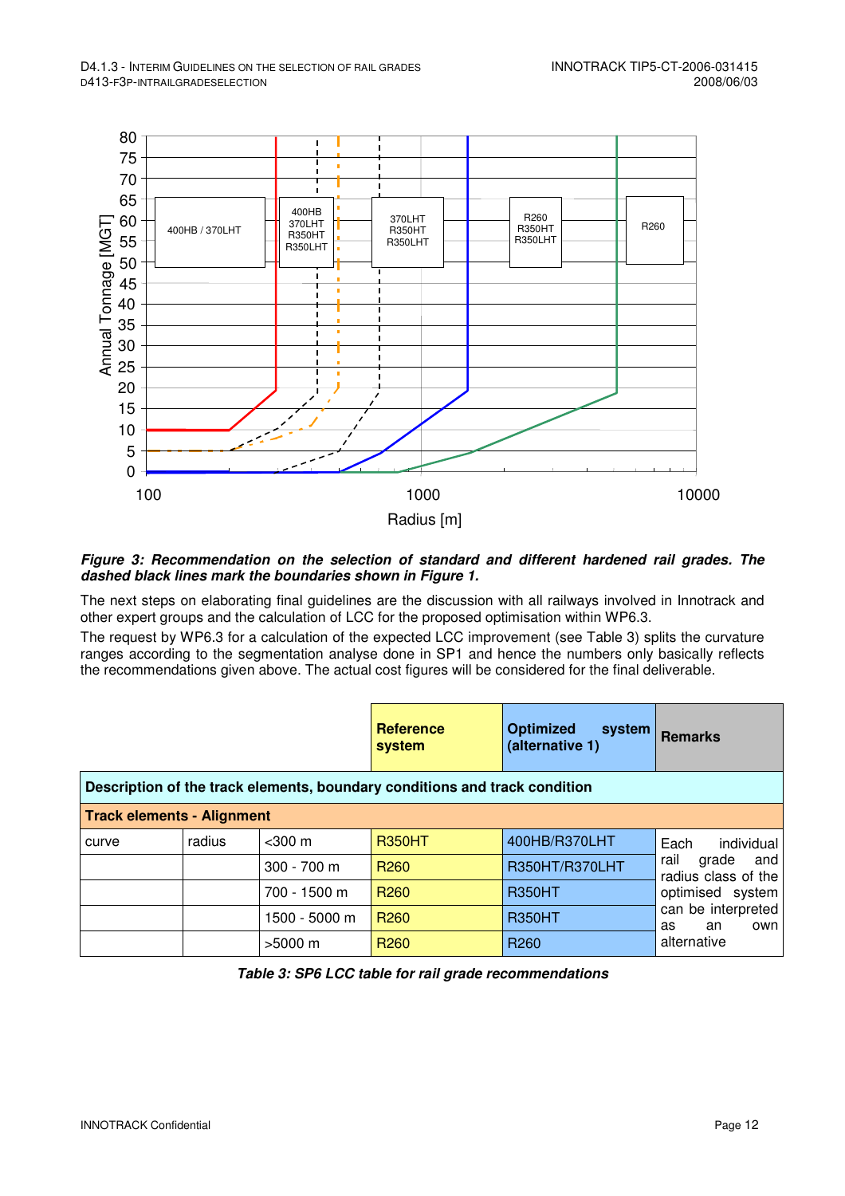*Figure 3: Recommendation on the selection of standard and different hardened rail grades. The dashed black lines mark the boundaries shown in Figure 1.*

The next steps on elaborating final guidelines are the discussion with all railways involved in Innotrack and other expert groups and the calculation of LCC for the proposed optimisation within WP6.3.

The request by WP6.3 for a calculation of the expected LCC improvement (see Table 3) splits the curvature ranges according to the segmentation analyse done in SP1 and hence the numbers only basically reflects the recommendations given above. The actual cost figures will be considered for the final deliverable.

| | | | **Reference system** | **Optimized system (alternative 1)** | **Remarks** |
|---|---|---|---|---|---|
| **Description of the track elements, boundary conditions and track condition** | | | | | |
| **Track elements - Alignment** | | | | | |
| curve | radius | <300 m | R350HT | 400HB/R370LHT | Each individual rail grade and radius class of the optimised system can be interpreted as an own alternative |
| | | 300 - 700 m | R260 | R350HT/R370LHT | |
| | | 700 - 1500 m | R260 | R350HT | |
| | | 1500 - 5000 m | R260 | R350HT | |
| | | >5000 m | R260 | R260 | |

*Table 3: SP6 LCC table for rail grade recommendations*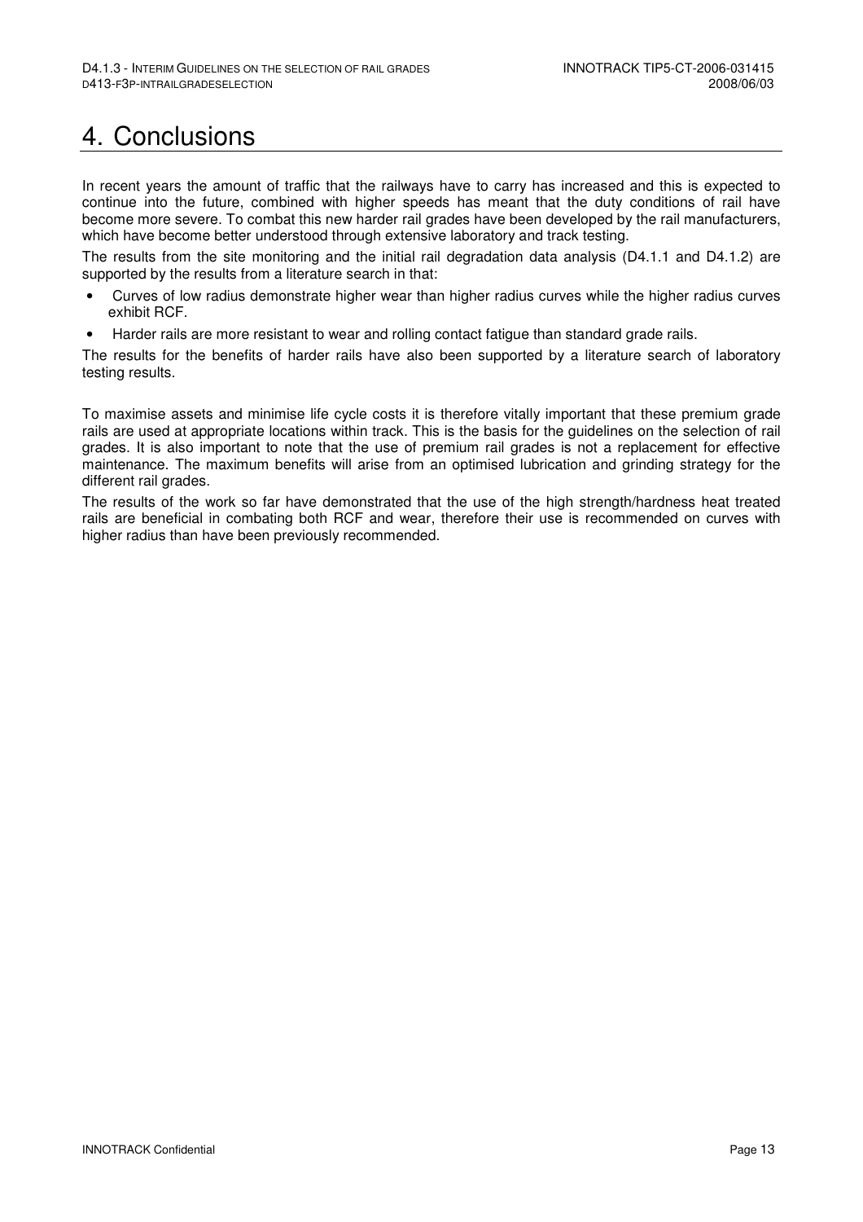# 4. Conclusions

In recent years the amount of traffic that the railways have to carry has increased and this is expected to continue into the future, combined with higher speeds has meant that the duty conditions of rail have become more severe. To combat this new harder rail grades have been developed by the rail manufacturers, which have become better understood through extensive laboratory and track testing.

The results from the site monitoring and the initial rail degradation data analysis (D4.1.1 and D4.1.2) are supported by the results from a literature search in that:

- Curves of low radius demonstrate higher wear than higher radius curves while the higher radius curves exhibit RCF.
- Harder rails are more resistant to wear and rolling contact fatigue than standard grade rails.

The results for the benefits of harder rails have also been supported by a literature search of laboratory testing results.

To maximise assets and minimise life cycle costs it is therefore vitally important that these premium grade rails are used at appropriate locations within track. This is the basis for the guidelines on the selection of rail grades. It is also important to note that the use of premium rail grades is not a replacement for effective maintenance. The maximum benefits will arise from an optimised lubrication and grinding strategy for the different rail grades.

The results of the work so far have demonstrated that the use of the high strength/hardness heat treated rails are beneficial in combating both RCF and wear, therefore their use is recommended on curves with higher radius than have been previously recommended.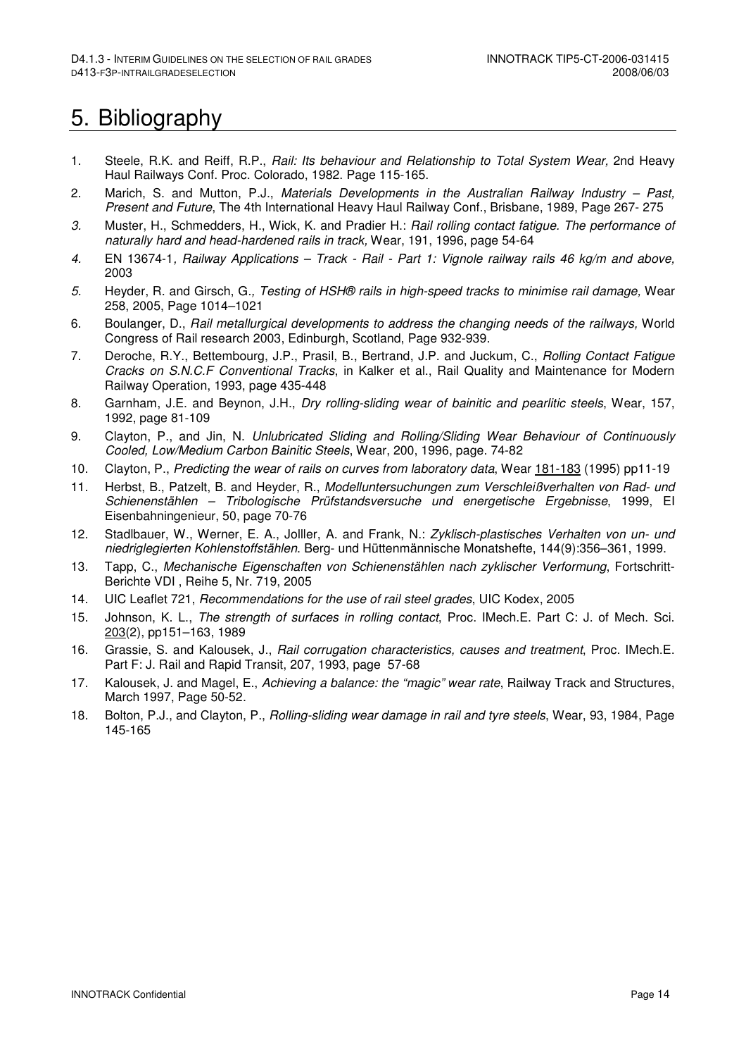# 5. Bibliography

1. Steele, R.K. and Reiff, R.P., *Rail: Its behaviour and Relationship to Total System Wear,* 2nd Heavy Haul Railways Conf. Proc. Colorado, 1982. Page 115-165.
2. Marich, S. and Mutton, P.J., *Materials Developments in the Australian Railway Industry – Past, Present and Future*, The 4th International Heavy Haul Railway Conf., Brisbane, 1989, Page 267- 275
3. Muster, H., Schmedders, H., Wick, K. and Pradier H.: *Rail rolling contact fatigue. The performance of naturally hard and head-hardened rails in track,* Wear, 191, 1996, page 54-64
4. EN 13674-1*, Railway Applications – Track - Rail - Part 1: Vignole railway rails 46 kg/m and above,* 2003
5. Heyder, R. and Girsch, G.*, Testing of HSH® rails in high-speed tracks to minimise rail damage,* Wear 258, 2005, Page 1014–1021
6. Boulanger, D., *Rail metallurgical developments to address the changing needs of the railways,* World Congress of Rail research 2003, Edinburgh, Scotland, Page 932-939.
7. Deroche, R.Y., Bettembourg, J.P., Prasil, B., Bertrand, J.P. and Juckum, C., *Rolling Contact Fatigue Cracks on S.N.C.F Conventional Tracks*, in Kalker et al., Rail Quality and Maintenance for Modern Railway Operation, 1993, page 435-448
8. Garnham, J.E. and Beynon, J.H., *Dry rolling-sliding wear of bainitic and pearlitic steels*, Wear, 157, 1992, page 81-109
9. Clayton, P., and Jin, N. *Unlubricated Sliding and Rolling/Sliding Wear Behaviour of Continuously Cooled, Low/Medium Carbon Bainitic Steels*, Wear, 200, 1996, page. 74-82
10. Clayton, P., *Predicting the wear of rails on curves from laboratory data*, Wear 181-183 (1995) pp11-19
11. Herbst, B., Patzelt, B. and Heyder, R., *Modelluntersuchungen zum Verschleißverhalten von Rad- und Schienenstählen – Tribologische Prüfstandsversuche und energetische Ergebnisse*, 1999, EI Eisenbahningenieur, 50, page 70-76
12. Stadlbauer, W., Werner, E. A., Jolller, A. and Frank, N.: *Zyklisch-plastisches Verhalten von un- und niedriglegierten Kohlenstoffstählen*. Berg- und Hüttenmännische Monatshefte, 144(9):356–361, 1999.
13. Tapp, C., *Mechanische Eigenschaften von Schienenstählen nach zyklischer Verformung*, Fortschritt-Berichte VDI , Reihe 5, Nr. 719, 2005
14. UIC Leaflet 721, *Recommendations for the use of rail steel grades*, UIC Kodex, 2005
15. Johnson, K. L., *The strength of surfaces in rolling contact*, Proc. IMech.E. Part C: J. of Mech. Sci. 203(2), pp151–163, 1989
16. Grassie, S. and Kalousek, J., *Rail corrugation characteristics, causes and treatment*, Proc. IMech.E. Part F: J. Rail and Rapid Transit, 207, 1993, page 57-68
17. Kalousek, J. and Magel, E., *Achieving a balance: the "magic" wear rate*, Railway Track and Structures, March 1997, Page 50-52.
18. Bolton, P.J., and Clayton, P., *Rolling-sliding wear damage in rail and tyre steels*, Wear, 93, 1984, Page 145-165